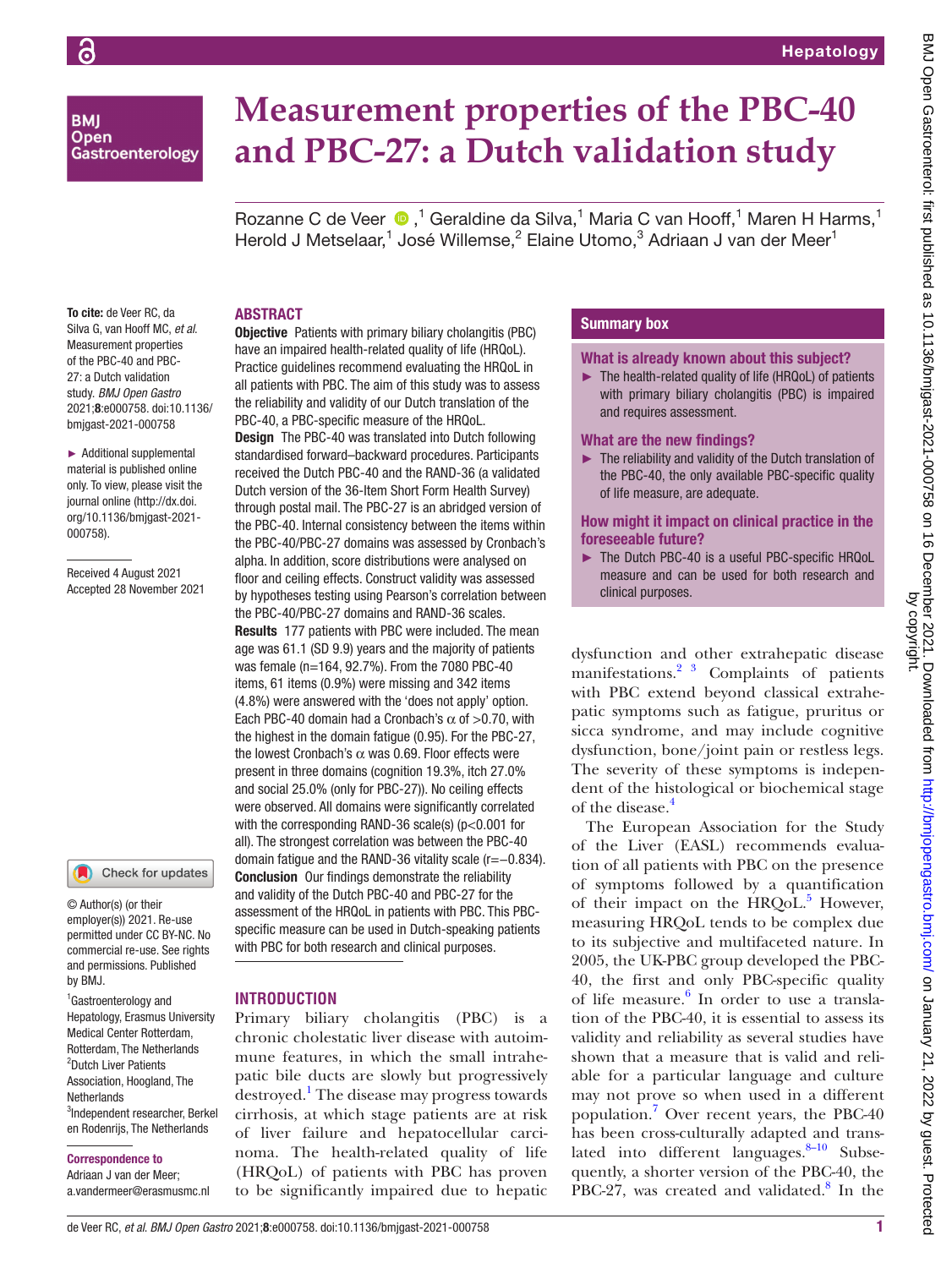# Measurement properties of the PBC-40 and PBC-27: a Dutch validation study

Rozanne C de Veer,[1] Geraldine da Silva,[1] Maria C van Hooff,[1] Maren H Harms,[1] Herold J Metselaar,[1] José Willemse,[2] Elaine Utomo,[3] Adriaan J van der Meer[1]

**To cite:** de Veer RC, da Silva G, van Hooff MC, *et al*. Measurement properties of the PBC-40 and PBC-27: a Dutch validation study. *BMJ Open Gastro* 2021;**8**:e000758. doi:10.1136/bmjgast-2021-000758

► Additional supplemental material is published online only. To view, please visit the journal online (http://dx.doi.org/10.1136/bmjgast-2021-000758).

Received 4 August 2021
Accepted 28 November 2021

© Author(s) (or their employer(s)) 2021. Re-use permitted under CC BY-NC. No commercial re-use. See rights and permissions. Published by BMJ.

[1]Gastroenterology and Hepatology, Erasmus University Medical Center Rotterdam, Rotterdam, The Netherlands
[2]Dutch Liver Patients Association, Hoogland, The Netherlands
[3]Independent researcher, Berkel en Rodenrijs, The Netherlands

**Correspondence to**
Adriaan J van der Meer; a.vandermeer@erasmusmc.nl

## ABSTRACT

**Objective** Patients with primary biliary cholangitis (PBC) have an impaired health-related quality of life (HRQoL). Practice guidelines recommend evaluating the HRQoL in all patients with PBC. The aim of this study was to assess the reliability and validity of our Dutch translation of the PBC-40, a PBC-specific measure of the HRQoL.

**Design** The PBC-40 was translated into Dutch following standardised forward–backward procedures. Participants received the Dutch PBC-40 and the RAND-36 (a validated Dutch version of the 36-Item Short Form Health Survey) through postal mail. The PBC-27 is an abridged version of the PBC-40. Internal consistency between the items within the PBC-40/PBC-27 domains was assessed by Cronbach's alpha. In addition, score distributions were analysed on floor and ceiling effects. Construct validity was assessed by hypotheses testing using Pearson's correlation between the PBC-40/PBC-27 domains and RAND-36 scales.

**Results** 177 patients with PBC were included. The mean age was 61.1 (SD 9.9) years and the majority of patients was female (n=164, 92.7%). From the 7080 PBC-40 items, 61 items (0.9%) were missing and 342 items (4.8%) were answered with the 'does not apply' option. Each PBC-40 domain had a Cronbach's $\alpha$ of >0.70, with the highest in the domain fatigue (0.95). For the PBC-27, the lowest Cronbach's $\alpha$ was 0.69. Floor effects were present in three domains (cognition 19.3%, itch 27.0% and social 25.0% (only for PBC-27)). No ceiling effects were observed. All domains were significantly correlated with the corresponding RAND-36 scale(s) ($p<0.001$ for all). The strongest correlation was between the PBC-40 domain fatigue and the RAND-36 vitality scale ($r=-0.834$).

**Conclusion** Our findings demonstrate the reliability and validity of the Dutch PBC-40 and PBC-27 for the assessment of the HRQoL in patients with PBC. This PBC-specific measure can be used in Dutch-speaking patients with PBC for both research and clinical purposes.

## Summary box

**What is already known about this subject?**

► The health-related quality of life (HRQoL) of patients with primary biliary cholangitis (PBC) is impaired and requires assessment.

**What are the new findings?**

► The reliability and validity of the Dutch translation of the PBC-40, the only available PBC-specific quality of life measure, are adequate.

**How might it impact on clinical practice in the foreseeable future?**

► The Dutch PBC-40 is a useful PBC-specific HRQoL measure and can be used for both research and clinical purposes.

## INTRODUCTION

Primary biliary cholangitis (PBC) is a chronic cholestatic liver disease with autoimmune features, in which the small intrahepatic bile ducts are slowly but progressively destroyed.[1] The disease may progress towards cirrhosis, at which stage patients are at risk of liver failure and hepatocellular carcinoma. The health-related quality of life (HRQoL) of patients with PBC has proven to be significantly impaired due to hepatic dysfunction and other extrahepatic disease manifestations.[2,3] Complaints of patients with PBC extend beyond classical extrahepatic symptoms such as fatigue, pruritus or sicca syndrome, and may include cognitive dysfunction, bone/joint pain or restless legs. The severity of these symptoms is independent of the histological or biochemical stage of the disease.[4]

The European Association for the Study of the Liver (EASL) recommends evaluation of all patients with PBC on the presence of symptoms followed by a quantification of their impact on the HRQoL.[5] However, measuring HRQoL tends to be complex due to its subjective and multifaceted nature. In 2005, the UK-PBC group developed the PBC-40, the first and only PBC-specific quality of life measure.[6] In order to use a translation of the PBC-40, it is essential to assess its validity and reliability as several studies have shown that a measure that is valid and reliable for a particular language and culture may not prove so when used in a different population.[7] Over recent years, the PBC-40 has been cross-culturally adapted and translated into different languages.[8–10] Subsequently, a shorter version of the PBC-40, the PBC-27, was created and validated.[8] In the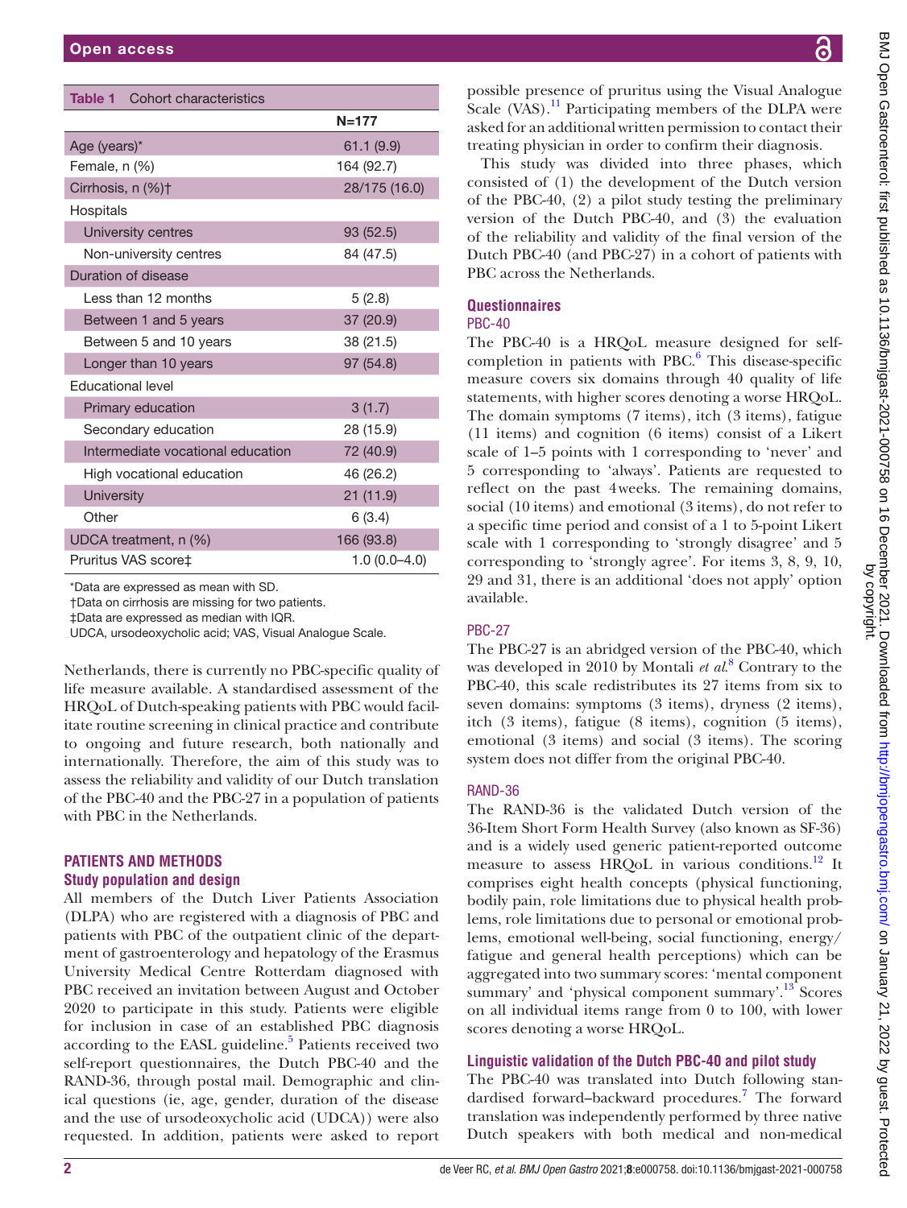**Table 1** Cohort characteristics

| | N=177 |
|---|---|
| Age (years)* | 61.1 (9.9) |
| Female, n (%) | 164 (92.7) |
| Cirrhosis, n (%)† | 28/175 (16.0) |
| Hospitals | |
| University centres | 93 (52.5) |
| Non-university centres | 84 (47.5) |
| Duration of disease | |
| Less than 12 months | 5 (2.8) |
| Between 1 and 5 years | 37 (20.9) |
| Between 5 and 10 years | 38 (21.5) |
| Longer than 10 years | 97 (54.8) |
| Educational level | |
| Primary education | 3 (1.7) |
| Secondary education | 28 (15.9) |
| Intermediate vocational education | 72 (40.9) |
| High vocational education | 46 (26.2) |
| University | 21 (11.9) |
| Other | 6 (3.4) |
| UDCA treatment, n (%) | 166 (93.8) |
| Pruritus VAS score‡ | 1.0 (0.0–4.0) |

*Data are expressed as mean with SD.
†Data on cirrhosis are missing for two patients.
‡Data are expressed as median with IQR.
UDCA, ursodeoxycholic acid; VAS, Visual Analogue Scale.

Netherlands, there is currently no PBC-specific quality of life measure available. A standardised assessment of the HRQoL of Dutch-speaking patients with PBC would facilitate routine screening in clinical practice and contribute to ongoing and future research, both nationally and internationally. Therefore, the aim of this study was to assess the reliability and validity of our Dutch translation of the PBC-40 and the PBC-27 in a population of patients with PBC in the Netherlands.

## PATIENTS AND METHODS

### Study population and design

All members of the Dutch Liver Patients Association (DLPA) who are registered with a diagnosis of PBC and patients with PBC of the outpatient clinic of the department of gastroenterology and hepatology of the Erasmus University Medical Centre Rotterdam diagnosed with PBC received an invitation between August and October 2020 to participate in this study. Patients were eligible for inclusion in case of an established PBC diagnosis according to the EASL guideline.[5] Patients received two self-report questionnaires, the Dutch PBC-40 and the RAND-36, through postal mail. Demographic and clinical questions (ie, age, gender, duration of the disease and the use of ursodeoxycholic acid (UDCA)) were also requested. In addition, patients were asked to report possible presence of pruritus using the Visual Analogue Scale (VAS).[11] Participating members of the DLPA were asked for an additional written permission to contact their treating physician in order to confirm their diagnosis.

This study was divided into three phases, which consisted of (1) the development of the Dutch version of the PBC-40, (2) a pilot study testing the preliminary version of the Dutch PBC-40, and (3) the evaluation of the reliability and validity of the final version of the Dutch PBC-40 (and PBC-27) in a cohort of patients with PBC across the Netherlands.

### Questionnaires

#### PBC-40

The PBC-40 is a HRQoL measure designed for self-completion in patients with PBC.[6] This disease-specific measure covers six domains through 40 quality of life statements, with higher scores denoting a worse HRQoL. The domain symptoms (7 items), itch (3 items), fatigue (11 items) and cognition (6 items) consist of a Likert scale of 1–5 points with 1 corresponding to 'never' and 5 corresponding to 'always'. Patients are requested to reflect on the past 4 weeks. The remaining domains, social (10 items) and emotional (3 items), do not refer to a specific time period and consist of a 1 to 5-point Likert scale with 1 corresponding to 'strongly disagree' and 5 corresponding to 'strongly agree'. For items 3, 8, 9, 10, 29 and 31, there is an additional 'does not apply' option available.

#### PBC-27

The PBC-27 is an abridged version of the PBC-40, which was developed in 2010 by Montali *et al*.[8] Contrary to the PBC-40, this scale redistributes its 27 items from six to seven domains: symptoms (3 items), dryness (2 items), itch (3 items), fatigue (8 items), cognition (5 items), emotional (3 items) and social (3 items). The scoring system does not differ from the original PBC-40.

#### RAND-36

The RAND-36 is the validated Dutch version of the 36-Item Short Form Health Survey (also known as SF-36) and is a widely used generic patient-reported outcome measure to assess HRQoL in various conditions.[12] It comprises eight health concepts (physical functioning, bodily pain, role limitations due to physical health problems, role limitations due to personal or emotional problems, emotional well-being, social functioning, energy/fatigue and general health perceptions) which can be aggregated into two summary scores: 'mental component summary' and 'physical component summary'.[13] Scores on all individual items range from 0 to 100, with lower scores denoting a worse HRQoL.

### Linguistic validation of the Dutch PBC-40 and pilot study

The PBC-40 was translated into Dutch following standardised forward–backward procedures.[7] The forward translation was independently performed by three native Dutch speakers with both medical and non-medical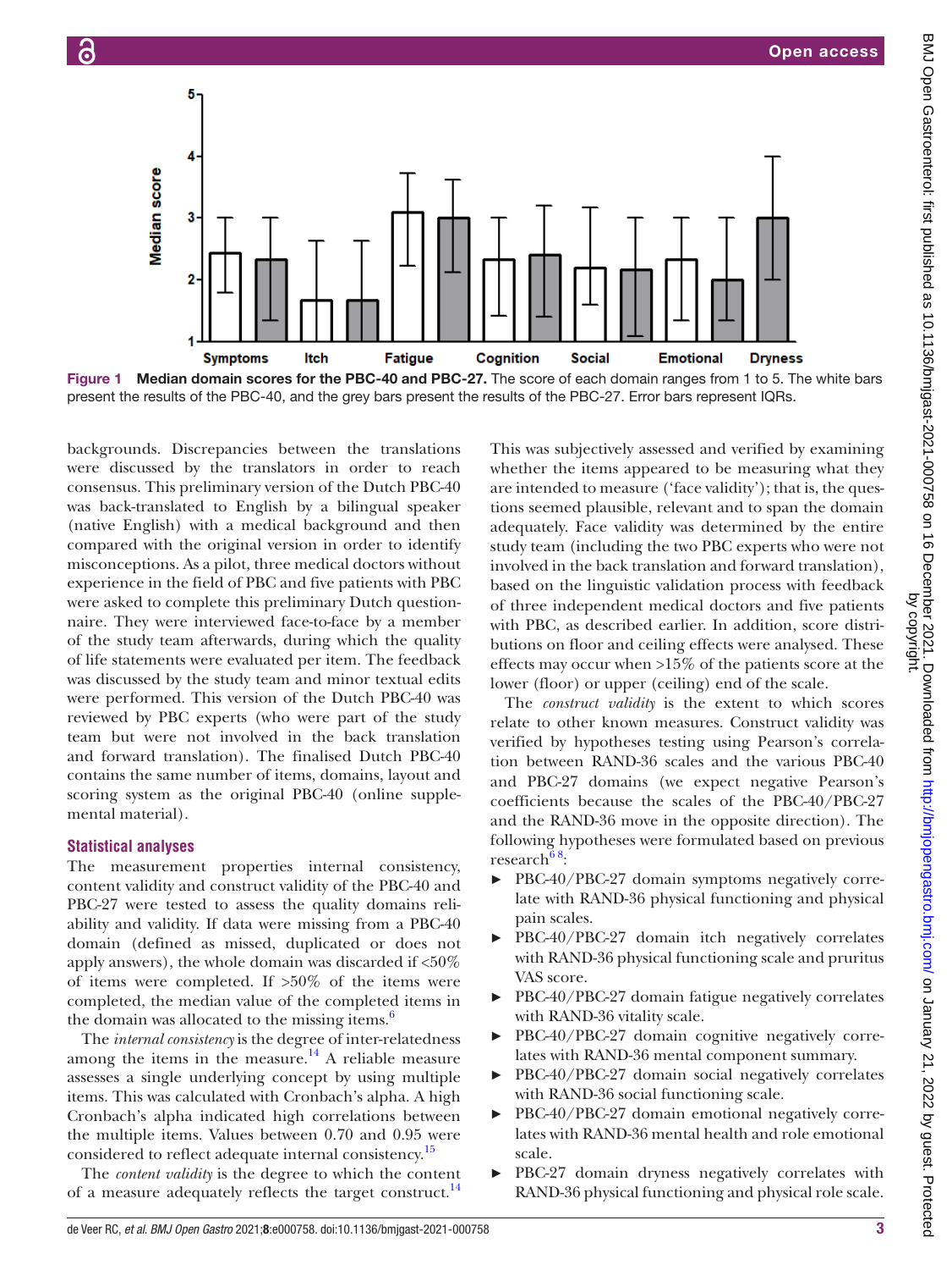Figure 1 Median domain scores for the PBC-40 and PBC-27. The score of each domain ranges from 1 to 5. The white bars present the results of the PBC-40, and the grey bars present the results of the PBC-27. Error bars represent IQRs.

backgrounds. Discrepancies between the translations were discussed by the translators in order to reach consensus. This preliminary version of the Dutch PBC-40 was back-translated to English by a bilingual speaker (native English) with a medical background and then compared with the original version in order to identify misconceptions. As a pilot, three medical doctors without experience in the field of PBC and five patients with PBC were asked to complete this preliminary Dutch questionnaire. They were interviewed face-to-face by a member of the study team afterwards, during which the quality of life statements were evaluated per item. The feedback was discussed by the study team and minor textual edits were performed. This version of the Dutch PBC-40 was reviewed by PBC experts (who were part of the study team but were not involved in the back translation and forward translation). The finalised Dutch PBC-40 contains the same number of items, domains, layout and scoring system as the original PBC-40 (online supplemental material).

### Statistical analyses

The measurement properties internal consistency, content validity and construct validity of the PBC-40 and PBC-27 were tested to assess the quality domains reliability and validity. If data were missing from a PBC-40 domain (defined as missed, duplicated or does not apply answers), the whole domain was discarded if <50% of items were completed. If >50% of the items were completed, the median value of the completed items in the domain was allocated to the missing items.[6]

The *internal consistency* is the degree of inter-relatedness among the items in the measure.[14] A reliable measure assesses a single underlying concept by using multiple items. This was calculated with Cronbach's alpha. A high Cronbach's alpha indicated high correlations between the multiple items. Values between 0.70 and 0.95 were considered to reflect adequate internal consistency.[15]

The *content validity* is the degree to which the content of a measure adequately reflects the target construct.[14] This was subjectively assessed and verified by examining whether the items appeared to be measuring what they are intended to measure ('face validity'); that is, the questions seemed plausible, relevant and to span the domain adequately. Face validity was determined by the entire study team (including the two PBC experts who were not involved in the back translation and forward translation), based on the linguistic validation process with feedback of three independent medical doctors and five patients with PBC, as described earlier. In addition, score distributions on floor and ceiling effects were analysed. These effects may occur when >15% of the patients score at the lower (floor) or upper (ceiling) end of the scale.

The *construct validity* is the extent to which scores relate to other known measures. Construct validity was verified by hypotheses testing using Pearson's correlation between RAND-36 scales and the various PBC-40 and PBC-27 domains (we expect negative Pearson's coefficients because the scales of the PBC-40/PBC-27 and the RAND-36 move in the opposite direction). The following hypotheses were formulated based on previous research[6,8]:

- PBC-40/PBC-27 domain symptoms negatively correlate with RAND-36 physical functioning and physical pain scales.
- PBC-40/PBC-27 domain itch negatively correlates with RAND-36 physical functioning scale and pruritus VAS score.
- PBC-40/PBC-27 domain fatigue negatively correlates with RAND-36 vitality scale.
- PBC-40/PBC-27 domain cognitive negatively correlates with RAND-36 mental component summary.
- PBC-40/PBC-27 domain social negatively correlates with RAND-36 social functioning scale.
- PBC-40/PBC-27 domain emotional negatively correlates with RAND-36 mental health and role emotional scale.
- PBC-27 domain dryness negatively correlates with RAND-36 physical functioning and physical role scale.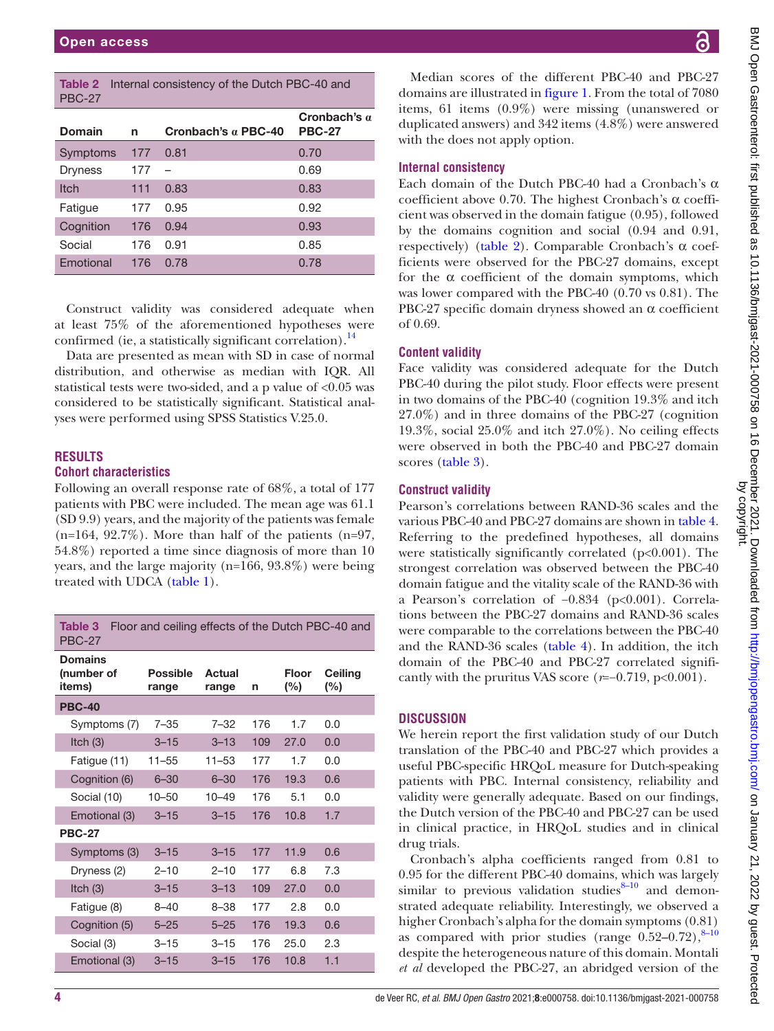Table 2 Internal consistency of the Dutch PBC-40 and PBC-27

| Domain | n | Cronbach's α PBC-40 | Cronbach's α PBC-27 |
|---|---|---|---|
| Symptoms | 177 | 0.81 | 0.70 |
| Dryness | 177 | – | 0.69 |
| Itch | 111 | 0.83 | 0.83 |
| Fatigue | 177 | 0.95 | 0.92 |
| Cognition | 176 | 0.94 | 0.93 |
| Social | 176 | 0.91 | 0.85 |
| Emotional | 176 | 0.78 | 0.78 |

Construct validity was considered adequate when at least 75% of the aforementioned hypotheses were confirmed (ie, a statistically significant correlation).[14]

Data are presented as mean with SD in case of normal distribution, and otherwise as median with IQR. All statistical tests were two-sided, and a p value of <0.05 was considered to be statistically significant. Statistical analyses were performed using SPSS Statistics V.25.0.

## RESULTS

### Cohort characteristics

Following an overall response rate of 68%, a total of 177 patients with PBC were included. The mean age was 61.1 (SD 9.9) years, and the majority of the patients was female (n=164, 92.7%). More than half of the patients (n=97, 54.8%) reported a time since diagnosis of more than 10 years, and the large majority (n=166, 93.8%) were being treated with UDCA (table 1).

Table 3 Floor and ceiling effects of the Dutch PBC-40 and PBC-27

| Domains (number of items) | Possible range | Actual range | n | Floor (%) | Ceiling (%) |
|---|---|---|---|---|---|
| **PBC-40** | | | | | |
| Symptoms (7) | 7–35 | 7–32 | 176 | 1.7 | 0.0 |
| Itch (3) | 3–15 | 3–13 | 109 | 27.0 | 0.0 |
| Fatigue (11) | 11–55 | 11–53 | 177 | 1.7 | 0.0 |
| Cognition (6) | 6–30 | 6–30 | 176 | 19.3 | 0.6 |
| Social (10) | 10–50 | 10–49 | 176 | 5.1 | 0.0 |
| Emotional (3) | 3–15 | 3–15 | 176 | 10.8 | 1.7 |
| **PBC-27** | | | | | |
| Symptoms (3) | 3–15 | 3–15 | 177 | 11.9 | 0.6 |
| Dryness (2) | 2–10 | 2–10 | 177 | 6.8 | 7.3 |
| Itch (3) | 3–15 | 3–13 | 109 | 27.0 | 0.0 |
| Fatigue (8) | 8–40 | 8–38 | 177 | 2.8 | 0.0 |
| Cognition (5) | 5–25 | 5–25 | 176 | 19.3 | 0.6 |
| Social (3) | 3–15 | 3–15 | 176 | 25.0 | 2.3 |
| Emotional (3) | 3–15 | 3–15 | 176 | 10.8 | 1.1 |

Median scores of the different PBC-40 and PBC-27 domains are illustrated in figure 1. From the total of 7080 items, 61 items (0.9%) were missing (unanswered or duplicated answers) and 342 items (4.8%) were answered with the does not apply option.

### Internal consistency

Each domain of the Dutch PBC-40 had a Cronbach's α coefficient above 0.70. The highest Cronbach's α coefficient was observed in the domain fatigue (0.95), followed by the domains cognition and social (0.94 and 0.91, respectively) (table 2). Comparable Cronbach's α coefficients were observed for the PBC-27 domains, except for the α coefficient of the domain symptoms, which was lower compared with the PBC-40 (0.70 vs 0.81). The PBC-27 specific domain dryness showed an α coefficient of 0.69.

### Content validity

Face validity was considered adequate for the Dutch PBC-40 during the pilot study. Floor effects were present in two domains of the PBC-40 (cognition 19.3% and itch 27.0%) and in three domains of the PBC-27 (cognition 19.3%, social 25.0% and itch 27.0%). No ceiling effects were observed in both the PBC-40 and PBC-27 domain scores (table 3).

### Construct validity

Pearson's correlations between RAND-36 scales and the various PBC-40 and PBC-27 domains are shown in table 4. Referring to the predefined hypotheses, all domains were statistically significantly correlated (p<0.001). The strongest correlation was observed between the PBC-40 domain fatigue and the vitality scale of the RAND-36 with a Pearson's correlation of −0.834 (p<0.001). Correlations between the PBC-27 domains and RAND-36 scales were comparable to the correlations between the PBC-40 and the RAND-36 scales (table 4). In addition, the itch domain of the PBC-40 and PBC-27 correlated significantly with the pruritus VAS score (*r*=−0.719, p<0.001).

## DISCUSSION

We herein report the first validation study of our Dutch translation of the PBC-40 and PBC-27 which provides a useful PBC-specific HRQoL measure for Dutch-speaking patients with PBC. Internal consistency, reliability and validity were generally adequate. Based on our findings, the Dutch version of the PBC-40 and PBC-27 can be used in clinical practice, in HRQoL studies and in clinical drug trials.

Cronbach's alpha coefficients ranged from 0.81 to 0.95 for the different PBC-40 domains, which was largely similar to previous validation studies[8–10] and demonstrated adequate reliability. Interestingly, we observed a higher Cronbach's alpha for the domain symptoms (0.81) as compared with prior studies (range 0.52–0.72),[8–10] despite the heterogeneous nature of this domain. Montali *et al* developed the PBC-27, an abridged version of the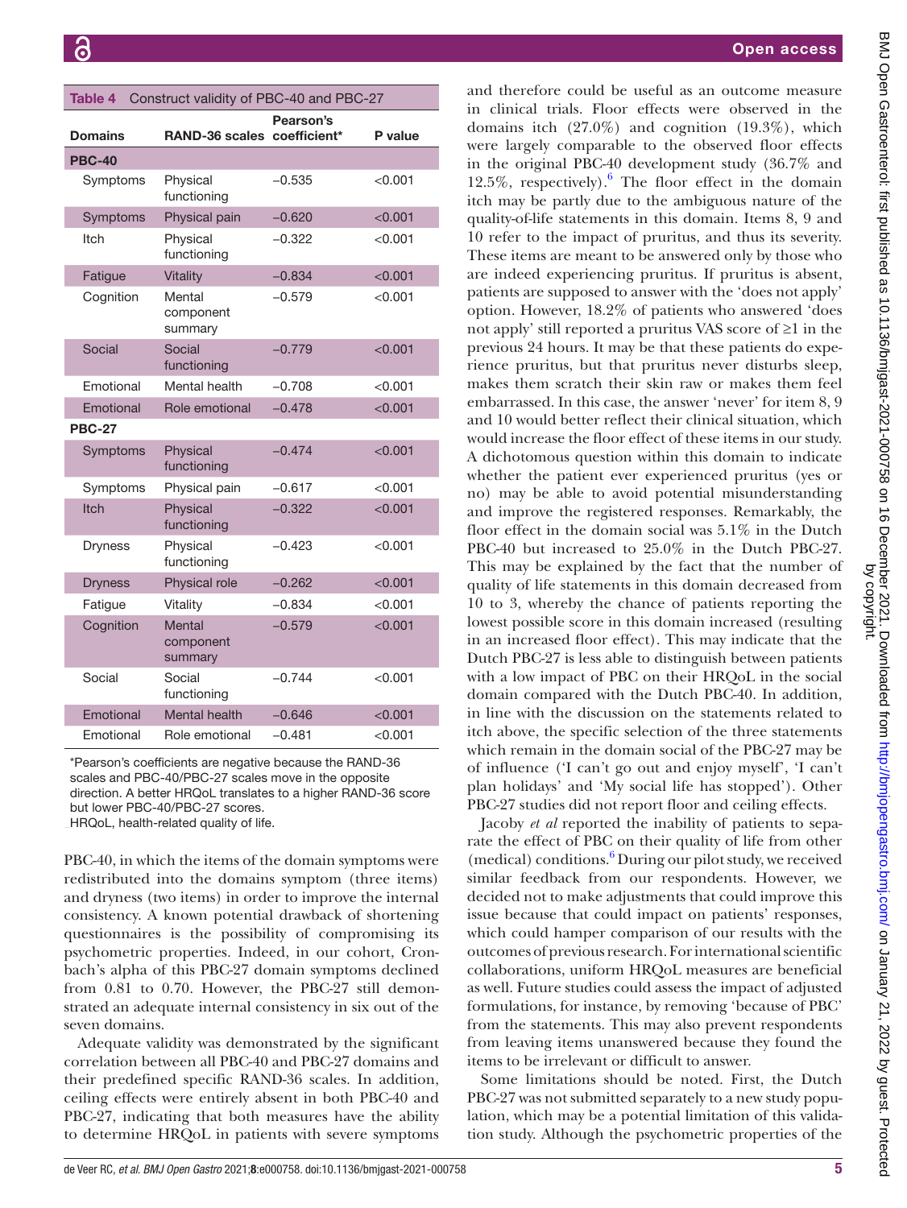**Table 4** Construct validity of PBC-40 and PBC-27

| Domains | RAND-36 scales | Pearson's coefficient* | P value |
|---|---|---|---|
| **PBC-40** | | | |
| Symptoms | Physical functioning | −0.535 | <0.001 |
| Symptoms | Physical pain | −0.620 | <0.001 |
| Itch | Physical functioning | −0.322 | <0.001 |
| Fatigue | Vitality | −0.834 | <0.001 |
| Cognition | Mental component summary | −0.579 | <0.001 |
| Social | Social functioning | −0.779 | <0.001 |
| Emotional | Mental health | −0.708 | <0.001 |
| Emotional | Role emotional | −0.478 | <0.001 |
| **PBC-27** | | | |
| Symptoms | Physical functioning | −0.474 | <0.001 |
| Symptoms | Physical pain | −0.617 | <0.001 |
| Itch | Physical functioning | −0.322 | <0.001 |
| Dryness | Physical functioning | −0.423 | <0.001 |
| Dryness | Physical role | −0.262 | <0.001 |
| Fatigue | Vitality | −0.834 | <0.001 |
| Cognition | Mental component summary | −0.579 | <0.001 |
| Social | Social functioning | −0.744 | <0.001 |
| Emotional | Mental health | −0.646 | <0.001 |
| Emotional | Role emotional | −0.481 | <0.001 |

*Pearson's coefficients are negative because the RAND-36 scales and PBC-40/PBC-27 scales move in the opposite direction. A better HRQoL translates to a higher RAND-36 score but lower PBC-40/PBC-27 scores.
HRQoL, health-related quality of life.

PBC-40, in which the items of the domain symptoms were redistributed into the domains symptom (three items) and dryness (two items) in order to improve the internal consistency. A known potential drawback of shortening questionnaires is the possibility of compromising its psychometric properties. Indeed, in our cohort, Cronbach's alpha of this PBC-27 domain symptoms declined from 0.81 to 0.70. However, the PBC-27 still demonstrated an adequate internal consistency in six out of the seven domains.

Adequate validity was demonstrated by the significant correlation between all PBC-40 and PBC-27 domains and their predefined specific RAND-36 scales. In addition, ceiling effects were entirely absent in both PBC-40 and PBC-27, indicating that both measures have the ability to determine HRQoL in patients with severe symptoms and therefore could be useful as an outcome measure in clinical trials. Floor effects were observed in the domains itch (27.0%) and cognition (19.3%), which were largely comparable to the observed floor effects in the original PBC-40 development study (36.7% and 12.5%, respectively).[6] The floor effect in the domain itch may be partly due to the ambiguous nature of the quality-of-life statements in this domain. Items 8, 9 and 10 refer to the impact of pruritus, and thus its severity. These items are meant to be answered only by those who are indeed experiencing pruritus. If pruritus is absent, patients are supposed to answer with the 'does not apply' option. However, 18.2% of patients who answered 'does not apply' still reported a pruritus VAS score of ≥1 in the previous 24 hours. It may be that these patients do experience pruritus, but that pruritus never disturbs sleep, makes them scratch their skin raw or makes them feel embarrassed. In this case, the answer 'never' for item 8, 9 and 10 would better reflect their clinical situation, which would increase the floor effect of these items in our study. A dichotomous question within this domain to indicate whether the patient ever experienced pruritus (yes or no) may be able to avoid potential misunderstanding and improve the registered responses. Remarkably, the floor effect in the domain social was 5.1% in the Dutch PBC-40 but increased to 25.0% in the Dutch PBC-27. This may be explained by the fact that the number of quality of life statements in this domain decreased from 10 to 3, whereby the chance of patients reporting the lowest possible score in this domain increased (resulting in an increased floor effect). This may indicate that the Dutch PBC-27 is less able to distinguish between patients with a low impact of PBC on their HRQoL in the social domain compared with the Dutch PBC-40. In addition, in line with the discussion on the statements related to itch above, the specific selection of the three statements which remain in the domain social of the PBC-27 may be of influence ('I can't go out and enjoy myself', 'I can't plan holidays' and 'My social life has stopped'). Other PBC-27 studies did not report floor and ceiling effects.

Jacoby *et al* reported the inability of patients to separate the effect of PBC on their quality of life from other (medical) conditions.[6] During our pilot study, we received similar feedback from our respondents. However, we decided not to make adjustments that could improve this issue because that could impact on patients' responses, which could hamper comparison of our results with the outcomes of previous research. For international scientific collaborations, uniform HRQoL measures are beneficial as well. Future studies could assess the impact of adjusted formulations, for instance, by removing 'because of PBC' from the statements. This may also prevent respondents from leaving items unanswered because they found the items to be irrelevant or difficult to answer.

Some limitations should be noted. First, the Dutch PBC-27 was not submitted separately to a new study population, which may be a potential limitation of this validation study. Although the psychometric properties of the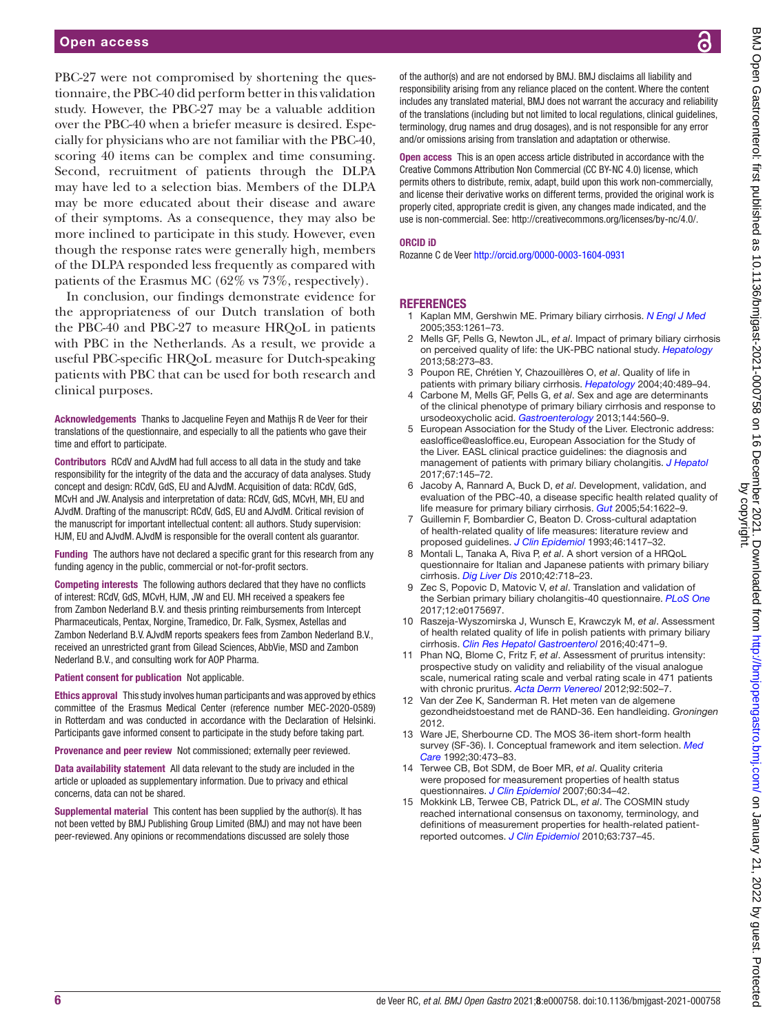PBC-27 were not compromised by shortening the questionnaire, the PBC-40 did perform better in this validation study. However, the PBC-27 may be a valuable addition over the PBC-40 when a briefer measure is desired. Especially for physicians who are not familiar with the PBC-40, scoring 40 items can be complex and time consuming. Second, recruitment of patients through the DLPA may have led to a selection bias. Members of the DLPA may be more educated about their disease and aware of their symptoms. As a consequence, they may also be more inclined to participate in this study. However, even though the response rates were generally high, members of the DLPA responded less frequently as compared with patients of the Erasmus MC (62% vs 73%, respectively).

In conclusion, our findings demonstrate evidence for the appropriateness of our Dutch translation of both the PBC-40 and PBC-27 to measure HRQoL in patients with PBC in the Netherlands. As a result, we provide a useful PBC-specific HRQoL measure for Dutch-speaking patients with PBC that can be used for both research and clinical purposes.

**Acknowledgements** Thanks to Jacqueline Feyen and Mathijs R de Veer for their translations of the questionnaire, and especially to all the patients who gave their time and effort to participate.

**Contributors** RCdV and AJvdM had full access to all data in the study and take responsibility for the integrity of the data and the accuracy of data analyses. Study concept and design: RCdV, GdS, EU and AJvdM. Acquisition of data: RCdV, GdS, MCvH and JW. Analysis and interpretation of data: RCdV, GdS, MCvH, MH, EU and AJvdM. Drafting of the manuscript: RCdV, GdS, EU and AJvdM. Critical revision of the manuscript for important intellectual content: all authors. Study supervision: HJM, EU and AJvdM. AJvdM is responsible for the overall content als guarantor.

**Funding** The authors have not declared a specific grant for this research from any funding agency in the public, commercial or not-for-profit sectors.

**Competing interests** The following authors declared that they have no conflicts of interest: RCdV, GdS, MCvH, HJM, JW and EU. MH received a speakers fee from Zambon Nederland B.V. and thesis printing reimbursements from Intercept Pharmaceuticals, Pentax, Norgine, Tramedico, Dr. Falk, Sysmex, Astellas and Zambon Nederland B.V. AJvdM reports speakers fees from Zambon Nederland B.V., received an unrestricted grant from Gilead Sciences, AbbVie, MSD and Zambon Nederland B.V., and consulting work for AOP Pharma.

**Patient consent for publication** Not applicable.

**Ethics approval** This study involves human participants and was approved by ethics committee of the Erasmus Medical Center (reference number MEC-2020-0589) in Rotterdam and was conducted in accordance with the Declaration of Helsinki. Participants gave informed consent to participate in the study before taking part.

**Provenance and peer review** Not commissioned; externally peer reviewed.

**Data availability statement** All data relevant to the study are included in the article or uploaded as supplementary information. Due to privacy and ethical concerns, data can not be shared.

**Supplemental material** This content has been supplied by the author(s). It has not been vetted by BMJ Publishing Group Limited (BMJ) and may not have been peer-reviewed. Any opinions or recommendations discussed are solely those of the author(s) and are not endorsed by BMJ. BMJ disclaims all liability and responsibility arising from any reliance placed on the content. Where the content includes any translated material, BMJ does not warrant the accuracy and reliability of the translations (including but not limited to local regulations, clinical guidelines, terminology, drug names and drug dosages), and is not responsible for any error and/or omissions arising from translation and adaptation or otherwise.

**Open access** This is an open access article distributed in accordance with the Creative Commons Attribution Non Commercial (CC BY-NC 4.0) license, which permits others to distribute, remix, adapt, build upon this work non-commercially, and license their derivative works on different terms, provided the original work is properly cited, appropriate credit is given, any changes made indicated, and the use is non-commercial. See: http://creativecommons.org/licenses/by-nc/4.0/.

**ORCID iD**

Rozanne C de Veer http://orcid.org/0000-0003-1604-0931

## REFERENCES

1. Kaplan MM, Gershwin ME. Primary biliary cirrhosis. *N Engl J Med* 2005;353:1261–73.
2. Mells GF, Pells G, Newton JL, *et al*. Impact of primary biliary cirrhosis on perceived quality of life: the UK-PBC national study. *Hepatology* 2013;58:273–83.
3. Poupon RE, Chrétien Y, Chazouillères O, *et al*. Quality of life in patients with primary biliary cirrhosis. *Hepatology* 2004;40:489–94.
4. Carbone M, Mells GF, Pells G, *et al*. Sex and age are determinants of the clinical phenotype of primary biliary cirrhosis and response to ursodeoxycholic acid. *Gastroenterology* 2013;144:560–9.
5. European Association for the Study of the Liver. Electronic address: easloffice@easloffice.eu, European Association for the Study of the Liver. EASL clinical practice guidelines: the diagnosis and management of patients with primary biliary cholangitis. *J Hepatol* 2017;67:145–72.
6. Jacoby A, Rannard A, Buck D, *et al*. Development, validation, and evaluation of the PBC-40, a disease specific health related quality of life measure for primary biliary cirrhosis. *Gut* 2005;54:1622–9.
7. Guillemin F, Bombardier C, Beaton D. Cross-cultural adaptation of health-related quality of life measures: literature review and proposed guidelines. *J Clin Epidemiol* 1993;46:1417–32.
8. Montali L, Tanaka A, Riva P, *et al*. A short version of a HRQoL questionnaire for Italian and Japanese patients with primary biliary cirrhosis. *Dig Liver Dis* 2010;42:718–23.
9. Zec S, Popovic D, Matovic V, *et al*. Translation and validation of the Serbian primary biliary cholangitis-40 questionnaire. *PLoS One* 2017;12:e0175697.
10. Raszeja-Wyszomirska J, Wunsch E, Krawczyk M, *et al*. Assessment of health related quality of life in polish patients with primary biliary cirrhosis. *Clin Res Hepatol Gastroenterol* 2016;40:471–9.
11. Phan NQ, Blome C, Fritz F, *et al*. Assessment of pruritus intensity: prospective study on validity and reliability of the visual analogue scale, numerical rating scale and verbal rating scale in 471 patients with chronic pruritus. *Acta Derm Venereol* 2012;92:502–7.
12. Van der Zee K, Sanderman R. Het meten van de algemene gezondheidstoestand met de RAND-36. Een handleiding. *Groningen* 2012.
13. Ware JE, Sherbourne CD. The MOS 36-item short-form health survey (SF-36). I. Conceptual framework and item selection. *Med Care* 1992;30:473–83.
14. Terwee CB, Bot SDM, de Boer MR, *et al*. Quality criteria were proposed for measurement properties of health status questionnaires. *J Clin Epidemiol* 2007;60:34–42.
15. Mokkink LB, Terwee CB, Patrick DL, *et al*. The COSMIN study reached international consensus on taxonomy, terminology, and definitions of measurement properties for health-related patient-reported outcomes. *J Clin Epidemiol* 2010;63:737–45.